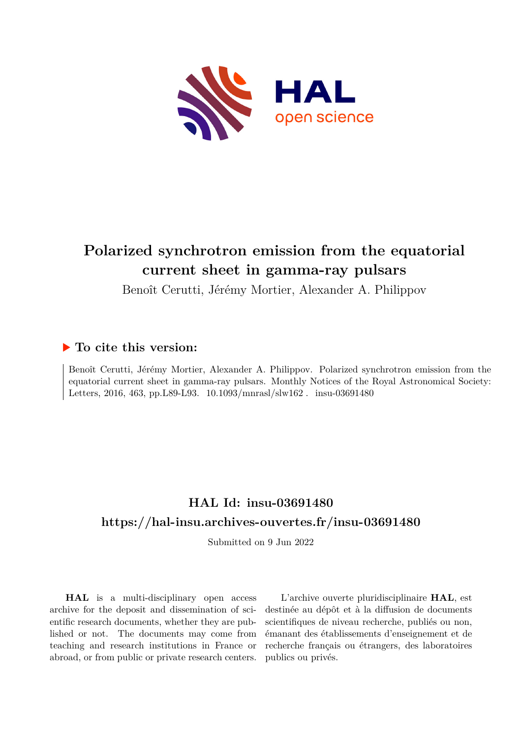# Polarized synchrotron emission from the equatorial current sheet in gamma-ray pulsars

Benoît Cerutti, Jérémy Mortier, Alexander A. Philippov

## ▶ To cite this version:

Benoît Cerutti, Jérémy Mortier, Alexander A. Philippov. Polarized synchrotron emission from the equatorial current sheet in gamma-ray pulsars. Monthly Notices of the Royal Astronomical Society: Letters, 2016, 463, pp.L89-L93. 10.1093/mnrasl/slw162 . insu-03691480

## HAL Id: insu-03691480

## https://hal-insu.archives-ouvertes.fr/insu-03691480

Submitted on 9 Jun 2022

**HAL** is a multi-disciplinary open access archive for the deposit and dissemination of scientific research documents, whether they are published or not. The documents may come from teaching and research institutions in France or abroad, or from public or private research centers.

L'archive ouverte pluridisciplinaire **HAL**, est destinée au dépôt et à la diffusion de documents scientifiques de niveau recherche, publiés ou non, émanant des établissements d'enseignement et de recherche français ou étrangers, des laboratoires publics ou privés.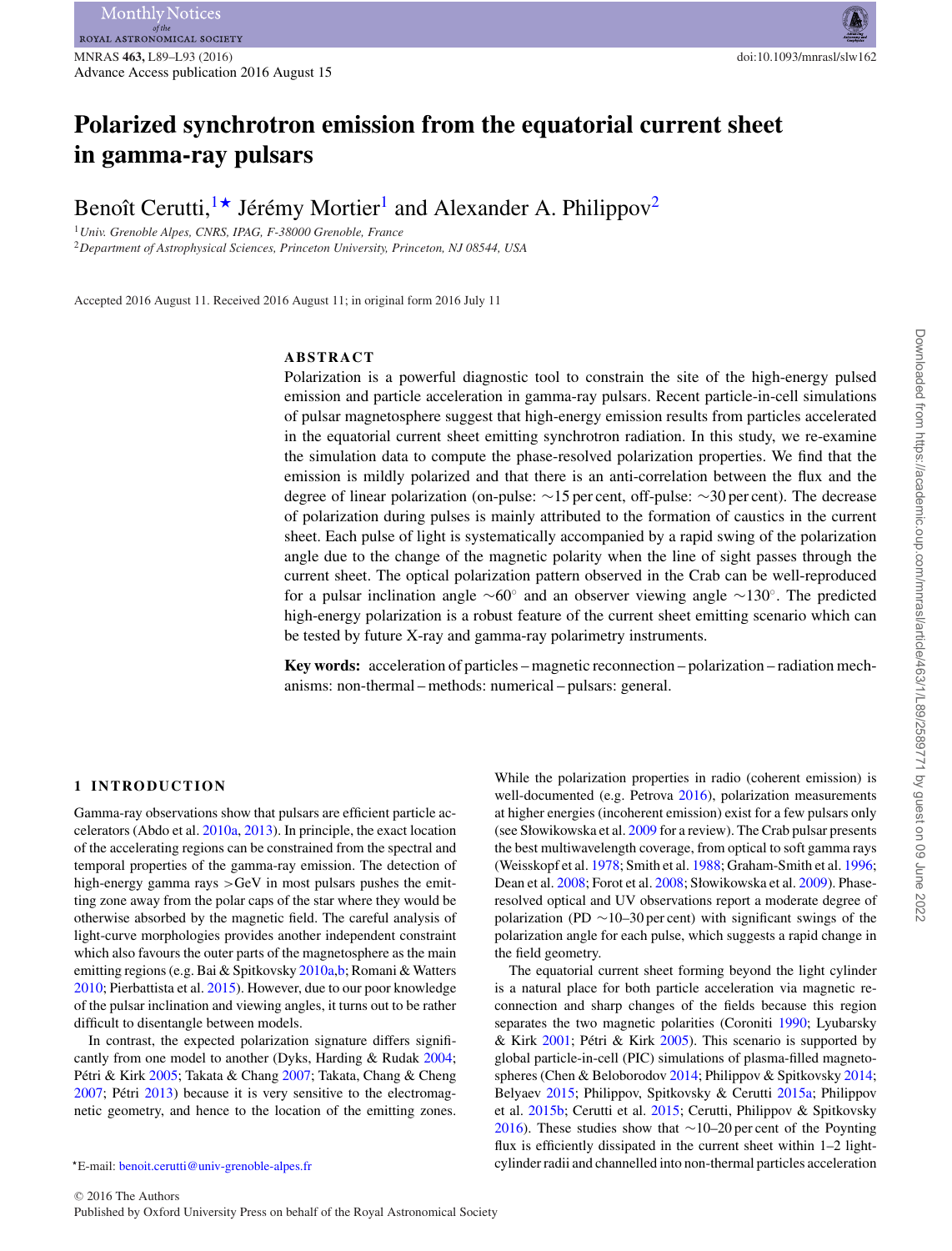# Polarized synchrotron emission from the equatorial current sheet in gamma-ray pulsars

Benoît Cerutti,[1★] Jérémy Mortier[1] and Alexander A. Philippov[2]

[1]*Univ. Grenoble Alpes, CNRS, IPAG, F-38000 Grenoble, France*
[2]*Department of Astrophysical Sciences, Princeton University, Princeton, NJ 08544, USA*

Accepted 2016 August 11. Received 2016 August 11; in original form 2016 July 11

## ABSTRACT

Polarization is a powerful diagnostic tool to constrain the site of the high-energy pulsed emission and particle acceleration in gamma-ray pulsars. Recent particle-in-cell simulations of pulsar magnetosphere suggest that high-energy emission results from particles accelerated in the equatorial current sheet emitting synchrotron radiation. In this study, we re-examine the simulation data to compute the phase-resolved polarization properties. We find that the emission is mildly polarized and that there is an anti-correlation between the flux and the degree of linear polarization (on-pulse: ∼15 per cent, off-pulse: ∼30 per cent). The decrease of polarization during pulses is mainly attributed to the formation of caustics in the current sheet. Each pulse of light is systematically accompanied by a rapid swing of the polarization angle due to the change of the magnetic polarity when the line of sight passes through the current sheet. The optical polarization pattern observed in the Crab can be well-reproduced for a pulsar inclination angle $\sim 60^{\circ}$ and an observer viewing angle $\sim 130^{\circ}$. The predicted high-energy polarization is a robust feature of the current sheet emitting scenario which can be tested by future X-ray and gamma-ray polarimetry instruments.

**Key words:** acceleration of particles – magnetic reconnection – polarization – radiation mechanisms: non-thermal – methods: numerical – pulsars: general.

## 1 INTRODUCTION

Gamma-ray observations show that pulsars are efficient particle accelerators (Abdo et al. 2010a, 2013). In principle, the exact location of the accelerating regions can be constrained from the spectral and temporal properties of the gamma-ray emission. The detection of high-energy gamma rays >GeV in most pulsars pushes the emitting zone away from the polar caps of the star where they would be otherwise absorbed by the magnetic field. The careful analysis of light-curve morphologies provides another independent constraint which also favours the outer parts of the magnetosphere as the main emitting regions (e.g. Bai & Spitkovsky 2010a,b; Romani & Watters 2010; Pierbattista et al. 2015). However, due to our poor knowledge of the pulsar inclination and viewing angles, it turns out to be rather difficult to disentangle between models.

In contrast, the expected polarization signature differs significantly from one model to another (Dyks, Harding & Rudak 2004; Pétri & Kirk 2005; Takata & Chang 2007; Takata, Chang & Cheng 2007; Pétri 2013) because it is very sensitive to the electromagnetic geometry, and hence to the location of the emitting zones. While the polarization properties in radio (coherent emission) is well-documented (e.g. Petrova 2016), polarization measurements at higher energies (incoherent emission) exist for a few pulsars only (see Słowikowska et al. 2009 for a review). The Crab pulsar presents the best multiwavelength coverage, from optical to soft gamma rays (Weisskopf et al. 1978; Smith et al. 1988; Graham-Smith et al. 1996; Dean et al. 2008; Forot et al. 2008; Słowikowska et al. 2009). Phase-resolved optical and UV observations report a moderate degree of polarization (PD ∼10–30 per cent) with significant swings of the polarization angle for each pulse, which suggests a rapid change in the field geometry.

The equatorial current sheet forming beyond the light cylinder is a natural place for both particle acceleration via magnetic reconnection and sharp changes of the fields because this region separates the two magnetic polarities (Coroniti 1990; Lyubarsky & Kirk 2001; Pétri & Kirk 2005). This scenario is supported by global particle-in-cell (PIC) simulations of plasma-filled magnetospheres (Chen & Beloborodov 2014; Philippov & Spitkovsky 2014; Belyaev 2015; Philippov, Spitkovsky & Cerutti 2015a; Philippov et al. 2015b; Cerutti et al. 2015; Cerutti, Philippov & Spitkovsky 2016). These studies show that ∼10–20 per cent of the Poynting flux is efficiently dissipated in the current sheet within 1–2 light-cylinder radii and channelled into non-thermal particles acceleration

★E-mail: benoit.cerutti@univ-grenoble-alpes.fr

© 2016 The Authors
Published by Oxford University Press on behalf of the Royal Astronomical Society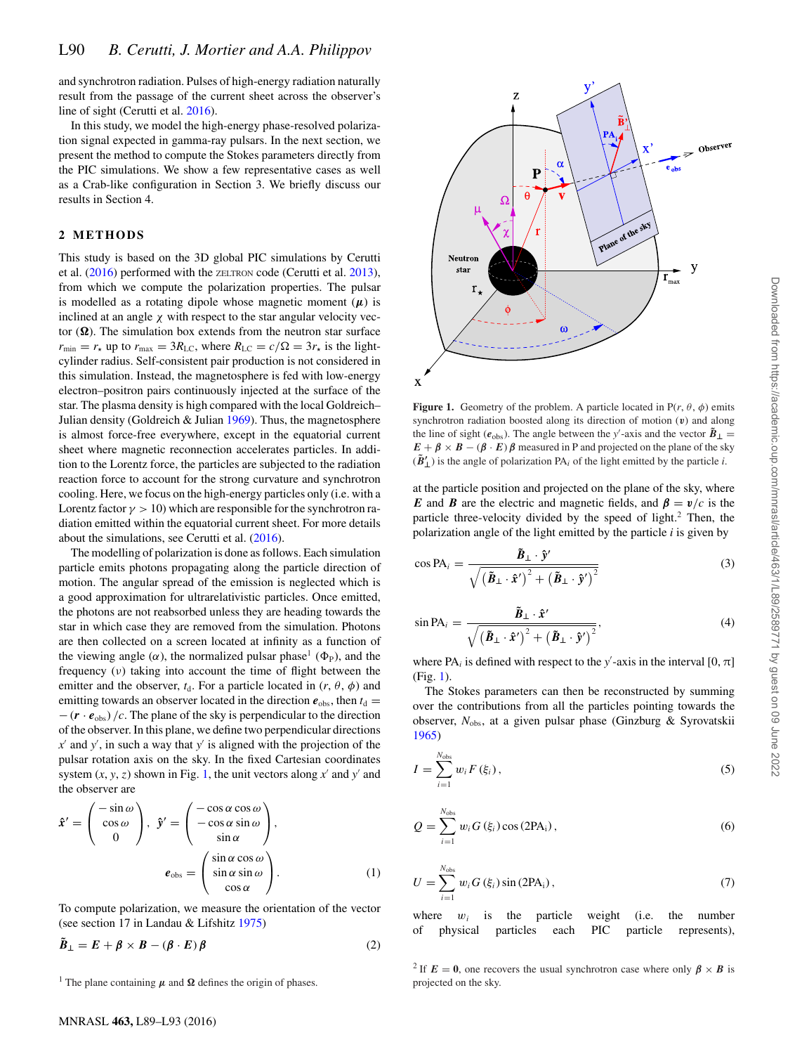and synchrotron radiation. Pulses of high-energy radiation naturally result from the passage of the current sheet across the observer's line of sight (Cerutti et al. 2016).

In this study, we model the high-energy phase-resolved polarization signal expected in gamma-ray pulsars. In the next section, we present the method to compute the Stokes parameters directly from the PIC simulations. We show a few representative cases as well as a Crab-like configuration in Section 3. We briefly discuss our results in Section 4.

## 2 METHODS

This study is based on the 3D global PIC simulations by Cerutti et al. (2016) performed with the ZELTRON code (Cerutti et al. 2013), from which we compute the polarization properties. The pulsar is modelled as a rotating dipole whose magnetic moment ($\boldsymbol{\mu}$) is inclined at an angle $\chi$ with respect to the star angular velocity vector ($\boldsymbol{\Omega}$). The simulation box extends from the neutron star surface $r_{\rm min} = r_{\star}$ up to $r_{\rm max} = 3R_{\rm LC}$, where $R_{\rm LC} = c/\Omega = 3r_{\star}$ is the light-cylinder radius. Self-consistent pair production is not considered in this simulation. Instead, the magnetosphere is fed with low-energy electron–positron pairs continuously injected at the surface of the star. The plasma density is high compared with the local Goldreich–Julian density (Goldreich & Julian 1969). Thus, the magnetosphere is almost force-free everywhere, except in the equatorial current sheet where magnetic reconnection accelerates particles. In addition to the Lorentz force, the particles are subjected to the radiation reaction force to account for the strong curvature and synchrotron cooling. Here, we focus on the high-energy particles only (i.e. with a Lorentz factor $\gamma > 10$) which are responsible for the synchrotron radiation emitted within the equatorial current sheet. For more details about the simulations, see Cerutti et al. (2016).

The modelling of polarization is done as follows. Each simulation particle emits photons propagating along the particle direction of motion. The angular spread of the emission is neglected which is a good approximation for ultrarelativistic particles. Once emitted, the photons are not reabsorbed unless they are heading towards the star in which case they are removed from the simulation. Photons are then collected on a screen located at infinity as a function of the viewing angle ($\alpha$), the normalized pulsar phase[1] ($\Phi_{\rm P}$), and the frequency ($\nu$) taking into account the time of flight between the emitter and the observer, $t_{\rm d}$. For a particle located in ($r$, $\theta$, $\phi$) and emitting towards an observer located in the direction $\boldsymbol{e}_{\rm obs}$, then $t_{\rm d} = -(\boldsymbol{r}\cdot\boldsymbol{e}_{\rm obs})/c$. The plane of the sky is perpendicular to the direction of the observer. In this plane, we define two perpendicular directions $x'$ and $y'$, in such a way that $y'$ is aligned with the projection of the pulsar rotation axis on the sky. In the fixed Cartesian coordinates system ($x$, $y$, $z$) shown in Fig. 1, the unit vectors along $x'$ and $y'$ and the observer are

$$
\hat{\boldsymbol{x}}' = \begin{pmatrix} -\sin\omega \\ \cos\omega \\ 0 \end{pmatrix},\quad \hat{\boldsymbol{y}}' = \begin{pmatrix} -\cos\alpha\cos\omega \\ -\cos\alpha\sin\omega \\ \sin\alpha \end{pmatrix},
$$

$$
\boldsymbol{e}_{\rm obs} = \begin{pmatrix} \sin\alpha\cos\omega \\ \sin\alpha\sin\omega \\ \cos\alpha \end{pmatrix}. \tag{1}
$$

To compute polarization, we measure the orientation of the vector (see section 17 in Landau & Lifshitz 1975)

$$
\tilde{\boldsymbol{B}}_{\perp} = \boldsymbol{E} + \boldsymbol{\beta}\times\boldsymbol{B} - (\boldsymbol{\beta}\cdot\boldsymbol{E})\,\boldsymbol{\beta} \tag{2}
$$

[1] The plane containing $\boldsymbol{\mu}$ and $\boldsymbol{\Omega}$ defines the origin of phases.

Figure 1. Geometry of the problem. A particle located in P($r$, $\theta$, $\phi$) emits synchrotron radiation boosted along its direction of motion ($\boldsymbol{v}$) and along the line of sight ($\boldsymbol{e}_{\rm obs}$). The angle between the $y'$-axis and the vector $\tilde{\boldsymbol{B}}_{\perp} = \boldsymbol{E} + \boldsymbol{\beta}\times\boldsymbol{B} - (\boldsymbol{\beta}\cdot\boldsymbol{E})\,\boldsymbol{\beta}$ measured in P and projected on the plane of the sky ($\tilde{\boldsymbol{B}}'_{\perp}$) is the angle of polarization PA$_i$ of the light emitted by the particle $i$.

at the particle position and projected on the plane of the sky, where $\boldsymbol{E}$ and $\boldsymbol{B}$ are the electric and magnetic fields, and $\boldsymbol{\beta} = \boldsymbol{v}/c$ is the particle three-velocity divided by the speed of light.[2] Then, the polarization angle of the light emitted by the particle $i$ is given by

$$
\cos {\rm PA}_i = \frac{\tilde{\boldsymbol{B}}_{\perp}\cdot\hat{\boldsymbol{y}}'}{\sqrt{\left(\tilde{\boldsymbol{B}}_{\perp}\cdot\hat{\boldsymbol{x}}'\right)^2 + \left(\tilde{\boldsymbol{B}}_{\perp}\cdot\hat{\boldsymbol{y}}'\right)^2}} \tag{3}
$$

$$
\sin {\rm PA}_i = \frac{\tilde{\boldsymbol{B}}_{\perp}\cdot\hat{\boldsymbol{x}}'}{\sqrt{\left(\tilde{\boldsymbol{B}}_{\perp}\cdot\hat{\boldsymbol{x}}'\right)^2 + \left(\tilde{\boldsymbol{B}}_{\perp}\cdot\hat{\boldsymbol{y}}'\right)^2}}, \tag{4}
$$

where PA$_i$ is defined with respect to the $y'$-axis in the interval $[0, \pi]$ (Fig. 1).

The Stokes parameters can then be reconstructed by summing over the contributions from all the particles pointing towards the observer, $N_{\rm obs}$, at a given pulsar phase (Ginzburg & Syrovatskii 1965)

$$
I = \sum_{i=1}^{N_{\rm obs}} w_i\, F\left(\xi_i\right), \tag{5}
$$

$$
Q = \sum_{i=1}^{N_{\rm obs}} w_i\, G\left(\xi_i\right)\cos\left(2{\rm PA}_i\right), \tag{6}
$$

$$
U = \sum_{i=1}^{N_{\rm obs}} w_i\, G\left(\xi_i\right)\sin\left(2{\rm PA}_i\right), \tag{7}
$$

where $w_i$ is the particle weight (i.e. the number of physical particles each PIC particle represents),

[2] If $\boldsymbol{E} = \boldsymbol{0}$, one recovers the usual synchrotron case where only $\boldsymbol{\beta}\times\boldsymbol{B}$ is projected on the sky.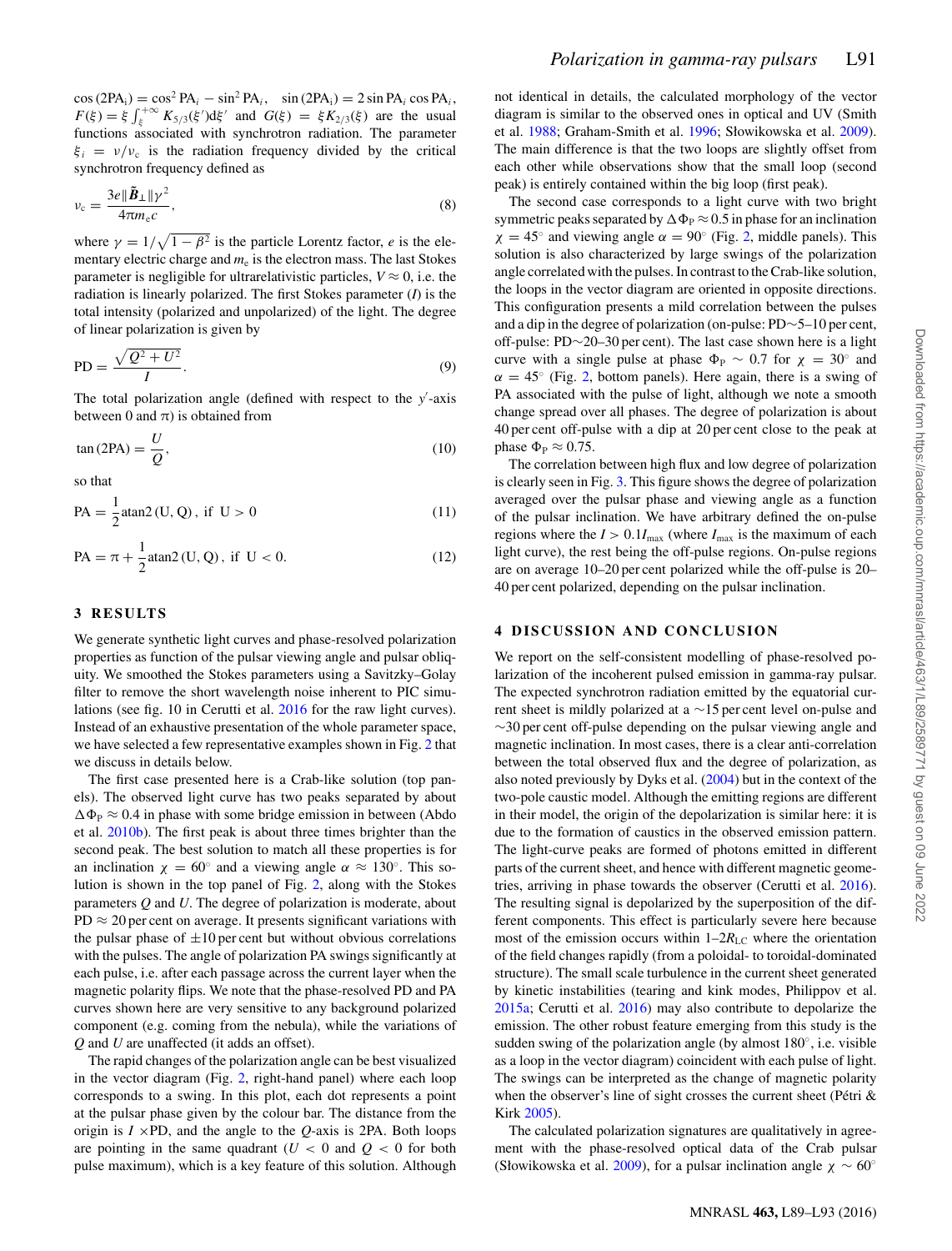$\cos(2\mathrm{PA}_i) = \cos^2 \mathrm{PA}_i - \sin^2 \mathrm{PA}_i$, $\sin(2\mathrm{PA}_i) = 2\sin \mathrm{PA}_i \cos \mathrm{PA}_i$, $F(\xi) = \xi \int_{\xi}^{+\infty} K_{5/3}(\xi')\mathrm{d}\xi'$ and $G(\xi) = \xi K_{2/3}(\xi)$ are the usual functions associated with synchrotron radiation. The parameter $\xi_i = \nu/\nu_c$ is the radiation frequency divided by the critical synchrotron frequency defined as

$$\nu_c = \frac{3e\|\tilde{\boldsymbol{B}}_{\perp}\|\gamma^2}{4\pi m_e c}, \tag{8}$$

where $\gamma = 1/\sqrt{1-\beta^2}$ is the particle Lorentz factor, $e$ is the elementary electric charge and $m_e$ is the electron mass. The last Stokes parameter is negligible for ultrarelativistic particles, $V \approx 0$, i.e. the radiation is linearly polarized. The first Stokes parameter ($I$) is the total intensity (polarized and unpolarized) of the light. The degree of linear polarization is given by

$$\mathrm{PD} = \frac{\sqrt{Q^2 + U^2}}{I}. \tag{9}$$

The total polarization angle (defined with respect to the $y'$-axis between 0 and $\pi$) is obtained from

$$\tan(2\mathrm{PA}) = \frac{U}{Q}, \tag{10}$$

so that

$$\mathrm{PA} = \frac{1}{2}\mathrm{atan2}\,(\mathrm{U}, \mathrm{Q})\,, \text{ if } \mathrm{U} > 0 \tag{11}$$

$$\mathrm{PA} = \pi + \frac{1}{2}\mathrm{atan2}\,(\mathrm{U}, \mathrm{Q})\,, \text{ if } \mathrm{U} < 0. \tag{12}$$

## 3 RESULTS

We generate synthetic light curves and phase-resolved polarization properties as function of the pulsar viewing angle and pulsar obliquity. We smoothed the Stokes parameters using a Savitzky–Golay filter to remove the short wavelength noise inherent to PIC simulations (see fig. 10 in Cerutti et al. 2016 for the raw light curves). Instead of an exhaustive presentation of the whole parameter space, we have selected a few representative examples shown in Fig. 2 that we discuss in details below.

The first case presented here is a Crab-like solution (top panels). The observed light curve has two peaks separated by about $\Delta\Phi_{\mathrm{P}} \approx 0.4$ in phase with some bridge emission in between (Abdo et al. 2010b). The first peak is about three times brighter than the second peak. The best solution to match all these properties is for an inclination $\chi = 60^{\circ}$ and a viewing angle $\alpha \approx 130^{\circ}$. This solution is shown in the top panel of Fig. 2, along with the Stokes parameters $Q$ and $U$. The degree of polarization is moderate, about PD $\approx$ 20 per cent on average. It presents significant variations with the pulsar phase of $\pm$10 per cent but without obvious correlations with the pulses. The angle of polarization PA swings significantly at each pulse, i.e. after each passage across the current layer when the magnetic polarity flips. We note that the phase-resolved PD and PA curves shown here are very sensitive to any background polarized component (e.g. coming from the nebula), while the variations of $Q$ and $U$ are unaffected (it adds an offset).

The rapid changes of the polarization angle can be best visualized in the vector diagram (Fig. 2, right-hand panel) where each loop corresponds to a swing. In this plot, each dot represents a point at the pulsar phase given by the colour bar. The distance from the origin is $I$ ×PD, and the angle to the $Q$-axis is 2PA. Both loops are pointing in the same quadrant ($U < 0$ and $Q < 0$ for both pulse maximum), which is a key feature of this solution. Although not identical in details, the calculated morphology of the vector diagram is similar to the observed ones in optical and UV (Smith et al. 1988; Graham-Smith et al. 1996; Słowikowska et al. 2009). The main difference is that the two loops are slightly offset from each other while observations show that the small loop (second peak) is entirely contained within the big loop (first peak).

The second case corresponds to a light curve with two bright symmetric peaks separated by $\Delta\Phi_{\mathrm{P}} \approx 0.5$ in phase for an inclination $\chi = 45^{\circ}$ and viewing angle $\alpha = 90^{\circ}$ (Fig. 2, middle panels). This solution is also characterized by large swings of the polarization angle correlated with the pulses. In contrast to the Crab-like solution, the loops in the vector diagram are oriented in opposite directions. This configuration presents a mild correlation between the pulses and a dip in the degree of polarization (on-pulse: PD$\sim$5–10 per cent, off-pulse: PD$\sim$20–30 per cent). The last case shown here is a light curve with a single pulse at phase $\Phi_{\mathrm{P}} \sim 0.7$ for $\chi = 30^{\circ}$ and $\alpha = 45^{\circ}$ (Fig. 2, bottom panels). Here again, there is a swing of PA associated with the pulse of light, although we note a smooth change spread over all phases. The degree of polarization is about 40 per cent off-pulse with a dip at 20 per cent close to the peak at phase $\Phi_{\mathrm{P}} \approx 0.75$.

The correlation between high flux and low degree of polarization is clearly seen in Fig. 3. This figure shows the degree of polarization averaged over the pulsar phase and viewing angle as a function of the pulsar inclination. We have arbitrary defined the on-pulse regions where the $I > 0.1I_{\max}$ (where $I_{\max}$ is the maximum of each light curve), the rest being the off-pulse regions. On-pulse regions are on average 10–20 per cent polarized while the off-pulse is 20–40 per cent polarized, depending on the pulsar inclination.

## 4 DISCUSSION AND CONCLUSION

We report on the self-consistent modelling of phase-resolved polarization of the incoherent pulsed emission in gamma-ray pulsar. The expected synchrotron radiation emitted by the equatorial current sheet is mildly polarized at a $\sim$15 per cent level on-pulse and $\sim$30 per cent off-pulse depending on the pulsar viewing angle and magnetic inclination. In most cases, there is a clear anti-correlation between the total observed flux and the degree of polarization, as also noted previously by Dyks et al. (2004) but in the context of the two-pole caustic model. Although the emitting regions are different in their model, the origin of the depolarization is similar here: it is due to the formation of caustics in the observed emission pattern. The light-curve peaks are formed of photons emitted in different parts of the current sheet, and hence with different magnetic geometries, arriving in phase towards the observer (Cerutti et al. 2016). The resulting signal is depolarized by the superposition of the different components. This effect is particularly severe here because most of the emission occurs within 1–2$R_{\mathrm{LC}}$ where the orientation of the field changes rapidly (from a poloidal- to toroidal-dominated structure). The small scale turbulence in the current sheet generated by kinetic instabilities (tearing and kink modes, Philippov et al. 2015a; Cerutti et al. 2016) may also contribute to depolarize the emission. The other robust feature emerging from this study is the sudden swing of the polarization angle (by almost 180°, i.e. visible as a loop in the vector diagram) coincident with each pulse of light. The swings can be interpreted as the change of magnetic polarity when the observer's line of sight crosses the current sheet (Pétri & Kirk 2005).

The calculated polarization signatures are qualitatively in agreement with the phase-resolved optical data of the Crab pulsar (Słowikowska et al. 2009), for a pulsar inclination angle $\chi \sim 60^{\circ}$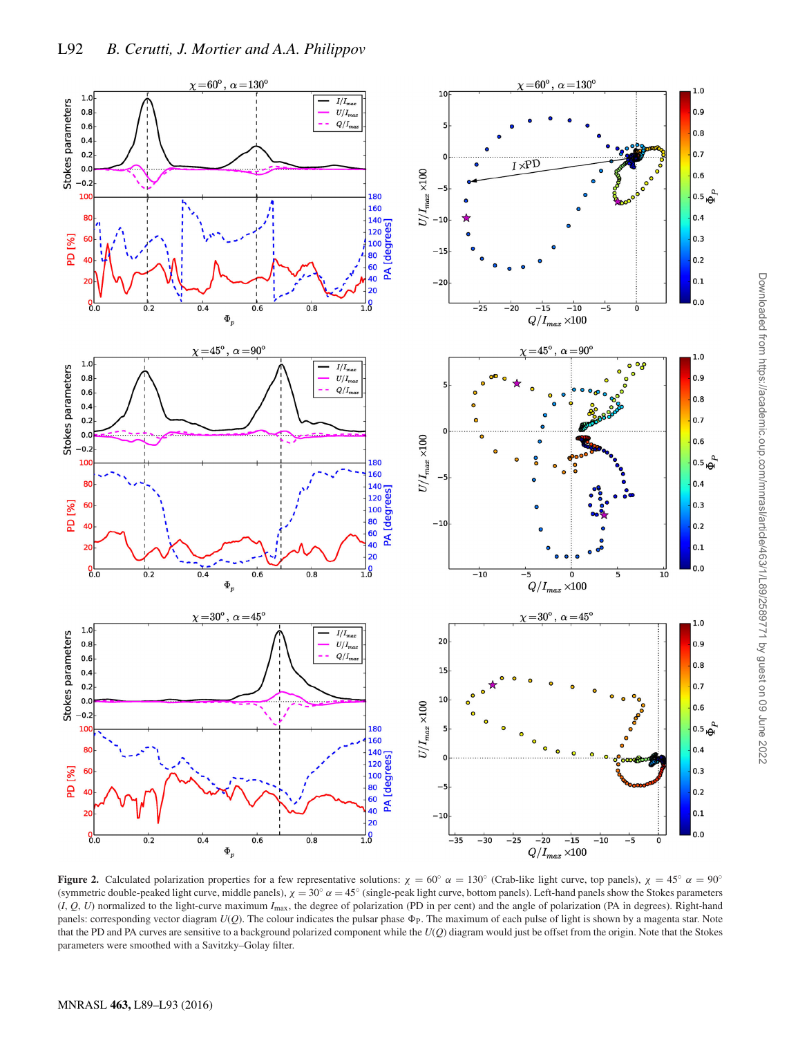$\chi=60°$, $\alpha=130°$

Stokes parameters

$I/I_{max}$
$U/I_{max}$
$Q/I_{max}$

PD [%]

PA [degrees]

$\Phi_p$

$\chi=60°$, $\alpha=130°$

$I \times$PD

$U/I_{max} \times 100$

$Q/I_{max} \times 100$

$\Phi_P$

$\chi=45°$, $\alpha=90°$

Stokes parameters

$I/I_{max}$
$U/I_{max}$
$Q/I_{max}$

PD [%]

PA [degrees]

$\Phi_p$

$\chi=45°$, $\alpha=90°$

$U/I_{max} \times 100$

$Q/I_{max} \times 100$

$\Phi_P$

$\chi=30°$, $\alpha=45°$

Stokes parameters

$I/I_{max}$
$U/I_{max}$
$Q/I_{max}$

PD [%]

PA [degrees]

$\Phi_p$

$\chi=30°$, $\alpha=45°$

$U/I_{max} \times 100$

$Q/I_{max} \times 100$

$\Phi_P$

**Figure 2.** Calculated polarization properties for a few representative solutions: $\chi = 60°$ $\alpha = 130°$ (Crab-like light curve, top panels), $\chi = 45°$ $\alpha = 90°$ (symmetric double-peaked light curve, middle panels), $\chi = 30°$ $\alpha = 45°$ (single-peak light curve, bottom panels). Left-hand panels show the Stokes parameters ($I$, $Q$, $U$) normalized to the light-curve maximum $I_{\max}$, the degree of polarization (PD in per cent) and the angle of polarization (PA in degrees). Right-hand panels: corresponding vector diagram $U(Q)$. The colour indicates the pulsar phase $\Phi_{\rm P}$. The maximum of each pulse of light is shown by a magenta star. Note that the PD and PA curves are sensitive to a background polarized component while the $U(Q)$ diagram would just be offset from the origin. Note that the Stokes parameters were smoothed with a Savitzky–Golay filter.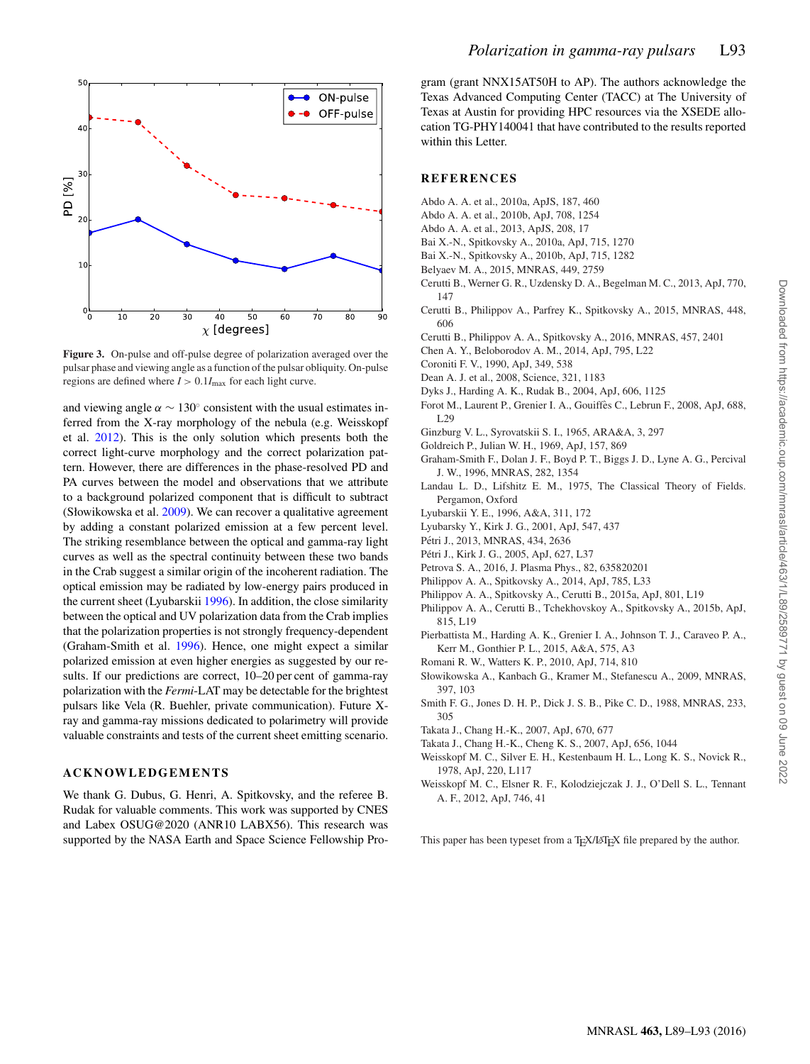ON-pulse
OFF-pulse
PD [%]
50
40
30
20
10
0
0
10
20
30
40
50
60
70
80
90
$\chi$ [degrees]

**Figure 3.** On-pulse and off-pulse degree of polarization averaged over the pulsar phase and viewing angle as a function of the pulsar obliquity. On-pulse regions are defined where $I > 0.1I_{\max}$ for each light curve.

and viewing angle $\alpha \sim 130°$ consistent with the usual estimates inferred from the X-ray morphology of the nebula (e.g. Weisskopf et al. 2012). This is the only solution which presents both the correct light-curve morphology and the correct polarization pattern. However, there are differences in the phase-resolved PD and PA curves between the model and observations that we attribute to a background polarized component that is difficult to subtract (Słowikowska et al. 2009). We can recover a qualitative agreement by adding a constant polarized emission at a few percent level. The striking resemblance between the optical and gamma-ray light curves as well as the spectral continuity between these two bands in the Crab suggest a similar origin of the incoherent radiation. The optical emission may be radiated by low-energy pairs produced in the current sheet (Lyubarskii 1996). In addition, the close similarity between the optical and UV polarization data from the Crab implies that the polarization properties is not strongly frequency-dependent (Graham-Smith et al. 1996). Hence, one might expect a similar polarized emission at even higher energies as suggested by our results. If our predictions are correct, 10–20 per cent of gamma-ray polarization with the *Fermi*-LAT may be detectable for the brightest pulsars like Vela (R. Buehler, private communication). Future X-ray and gamma-ray missions dedicated to polarimetry will provide valuable constraints and tests of the current sheet emitting scenario.

## ACKNOWLEDGEMENTS

We thank G. Dubus, G. Henri, A. Spitkovsky, and the referee B. Rudak for valuable comments. This work was supported by CNES and Labex OSUG@2020 (ANR10 LABX56). This research was supported by the NASA Earth and Space Science Fellowship Program (grant NNX15AT50H to AP). The authors acknowledge the Texas Advanced Computing Center (TACC) at The University of Texas at Austin for providing HPC resources via the XSEDE allocation TG-PHY140041 that have contributed to the results reported within this Letter.

## REFERENCES

Abdo A. A. et al., 2010a, ApJS, 187, 460
Abdo A. A. et al., 2010b, ApJ, 708, 1254
Abdo A. A. et al., 2013, ApJS, 208, 17
Bai X.-N., Spitkovsky A., 2010a, ApJ, 715, 1270
Bai X.-N., Spitkovsky A., 2010b, ApJ, 715, 1282
Belyaev M. A., 2015, MNRAS, 449, 2759
Cerutti B., Werner G. R., Uzdensky D. A., Begelman M. C., 2013, ApJ, 770, 147
Cerutti B., Philippov A., Parfrey K., Spitkovsky A., 2015, MNRAS, 448, 606
Cerutti B., Philippov A. A., Spitkovsky A., 2016, MNRAS, 457, 2401
Chen A. Y., Beloborodov A. M., 2014, ApJ, 795, L22
Coroniti F. V., 1990, ApJ, 349, 538
Dean A. J. et al., 2008, Science, 321, 1183
Dyks J., Harding A. K., Rudak B., 2004, ApJ, 606, 1125
Forot M., Laurent P., Grenier I. A., Gouiffès C., Lebrun F., 2008, ApJ, 688, L29
Ginzburg V. L., Syrovatskii S. I., 1965, ARA&A, 3, 297
Goldreich P., Julian W. H., 1969, ApJ, 157, 869
Graham-Smith F., Dolan J. F., Boyd P. T., Biggs J. D., Lyne A. G., Percival J. W., 1996, MNRAS, 282, 1354
Landau L. D., Lifshitz E. M., 1975, The Classical Theory of Fields. Pergamon, Oxford
Lyubarskii Y. E., 1996, A&A, 311, 172
Lyubarsky Y., Kirk J. G., 2001, ApJ, 547, 437
Pétri J., 2013, MNRAS, 434, 2636
Pétri J., Kirk J. G., 2005, ApJ, 627, L37
Petrova S. A., 2016, J. Plasma Phys., 82, 635820201
Philippov A. A., Spitkovsky A., 2014, ApJ, 785, L33
Philippov A. A., Spitkovsky A., Cerutti B., 2015a, ApJ, 801, L19
Philippov A. A., Cerutti B., Tchekhovskoy A., Spitkovsky A., 2015b, ApJ, 815, L19
Pierbattista M., Harding A. K., Grenier I. A., Johnson T. J., Caraveo P. A., Kerr M., Gonthier P. L., 2015, A&A, 575, A3
Romani R. W., Watters K. P., 2010, ApJ, 714, 810
Słowikowska A., Kanbach G., Kramer M., Stefanescu A., 2009, MNRAS, 397, 103
Smith F. G., Jones D. H. P., Dick J. S. B., Pike C. D., 1988, MNRAS, 233, 305
Takata J., Chang H.-K., 2007, ApJ, 670, 677
Takata J., Chang H.-K., Cheng K. S., 2007, ApJ, 656, 1044
Weisskopf M. C., Silver E. H., Kestenbaum H. L., Long K. S., Novick R., 1978, ApJ, 220, L117
Weisskopf M. C., Elsner R. F., Kolodziejczak J. J., O'Dell S. L., Tennant A. F., 2012, ApJ, 746, 41

This paper has been typeset from a TEX/LATEX file prepared by the author.